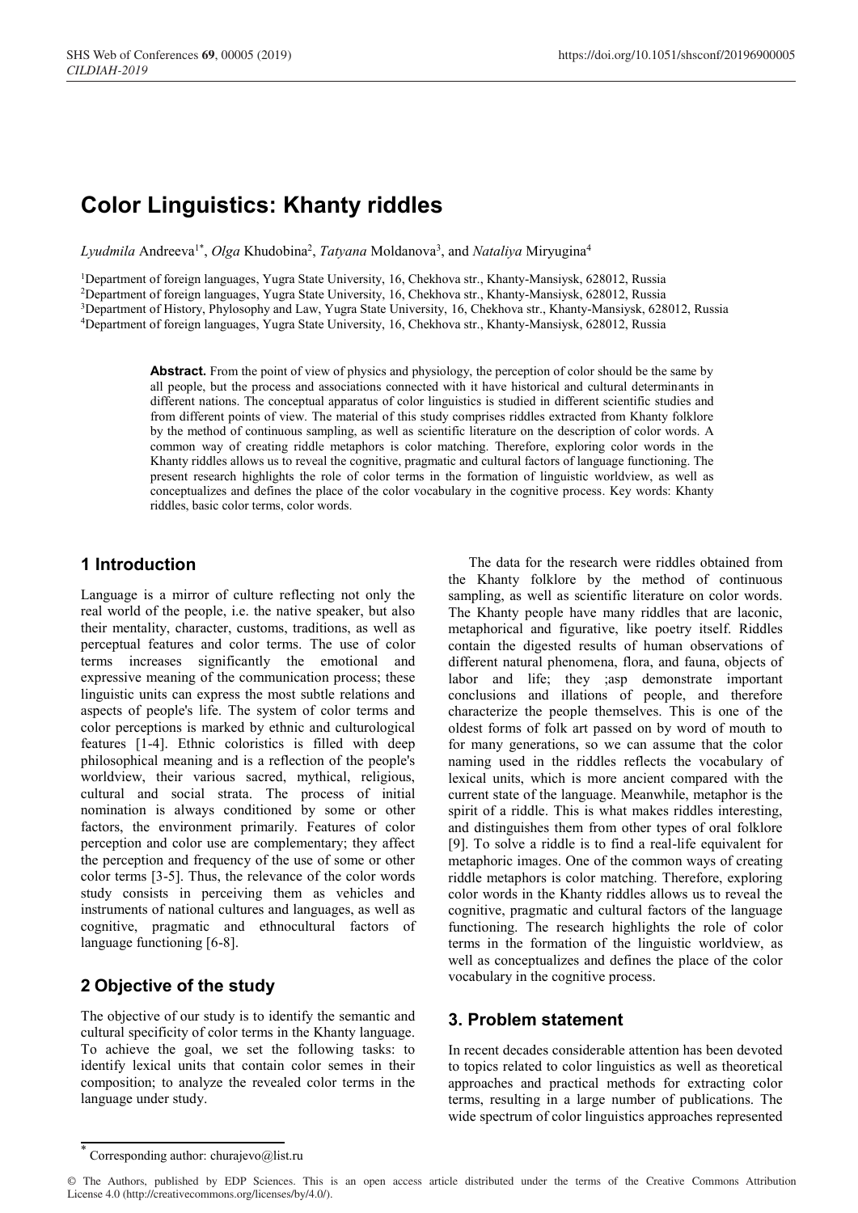# Color Linguistics: Khanty riddles

*Lyudmila* Andreeva[1*], *Olga* Khudobina[2], *Tatyana* Moldanova[3], and *Nataliya* Miryugina[4]

[1]Department of foreign languages, Yugra State University, 16, Chekhova str., Khanty-Mansiysk, 628012, Russia
[2]Department of foreign languages, Yugra State University, 16, Chekhova str., Khanty-Mansiysk, 628012, Russia
[3]Department of History, Phylosophy and Law, Yugra State University, 16, Chekhova str., Khanty-Mansiysk, 628012, Russia
[4]Department of foreign languages, Yugra State University, 16, Chekhova str., Khanty-Mansiysk, 628012, Russia

**Abstract.** From the point of view of physics and physiology, the perception of color should be the same by all people, but the process and associations connected with it have historical and cultural determinants in different nations. The conceptual apparatus of color linguistics is studied in different scientific studies and from different points of view. The material of this study comprises riddles extracted from Khanty folklore by the method of continuous sampling, as well as scientific literature on the description of color words. A common way of creating riddle metaphors is color matching. Therefore, exploring color words in the Khanty riddles allows us to reveal the cognitive, pragmatic and cultural factors of language functioning. The present research highlights the role of color terms in the formation of linguistic worldview, as well as conceptualizes and defines the place of the color vocabulary in the cognitive process. Key words: Khanty riddles, basic color terms, color words.

## 1 Introduction

Language is a mirror of culture reflecting not only the real world of the people, i.e. the native speaker, but also their mentality, character, customs, traditions, as well as perceptual features and color terms. The use of color terms increases significantly the emotional and expressive meaning of the communication process; these linguistic units can express the most subtle relations and aspects of people's life. The system of color terms and color perceptions is marked by ethnic and culturological features [1-4]. Ethnic coloristics is filled with deep philosophical meaning and is a reflection of the people's worldview, their various sacred, mythical, religious, cultural and social strata. The process of initial nomination is always conditioned by some or other factors, the environment primarily. Features of color perception and color use are complementary; they affect the perception and frequency of the use of some or other color terms [3-5]. Thus, the relevance of the color words study consists in perceiving them as vehicles and instruments of national cultures and languages, as well as cognitive, pragmatic and ethnocultural factors of language functioning [6-8].

## 2 Objective of the study

The objective of our study is to identify the semantic and cultural specificity of color terms in the Khanty language. To achieve the goal, we set the following tasks: to identify lexical units that contain color semes in their composition; to analyze the revealed color terms in the language under study.

The data for the research were riddles obtained from the Khanty folklore by the method of continuous sampling, as well as scientific literature on color words. The Khanty people have many riddles that are laconic, metaphorical and figurative, like poetry itself. Riddles contain the digested results of human observations of different natural phenomena, flora, and fauna, objects of labor and life; they ;asp demonstrate important conclusions and illations of people, and therefore characterize the people themselves. This is one of the oldest forms of folk art passed on by word of mouth to for many generations, so we can assume that the color naming used in the riddles reflects the vocabulary of lexical units, which is more ancient compared with the current state of the language. Meanwhile, metaphor is the spirit of a riddle. This is what makes riddles interesting, and distinguishes them from other types of oral folklore [9]. To solve a riddle is to find a real-life equivalent for metaphoric images. One of the common ways of creating riddle metaphors is color matching. Therefore, exploring color words in the Khanty riddles allows us to reveal the cognitive, pragmatic and cultural factors of the language functioning. The research highlights the role of color terms in the formation of the linguistic worldview, as well as conceptualizes and defines the place of the color vocabulary in the cognitive process.

## 3. Problem statement

In recent decades considerable attention has been devoted to topics related to color linguistics as well as theoretical approaches and practical methods for extracting color terms, resulting in a large number of publications. The wide spectrum of color linguistics approaches represented

* Corresponding author: churajevo@list.ru

© The Authors, published by EDP Sciences. This is an open access article distributed under the terms of the Creative Commons Attribution License 4.0 (http://creativecommons.org/licenses/by/4.0/).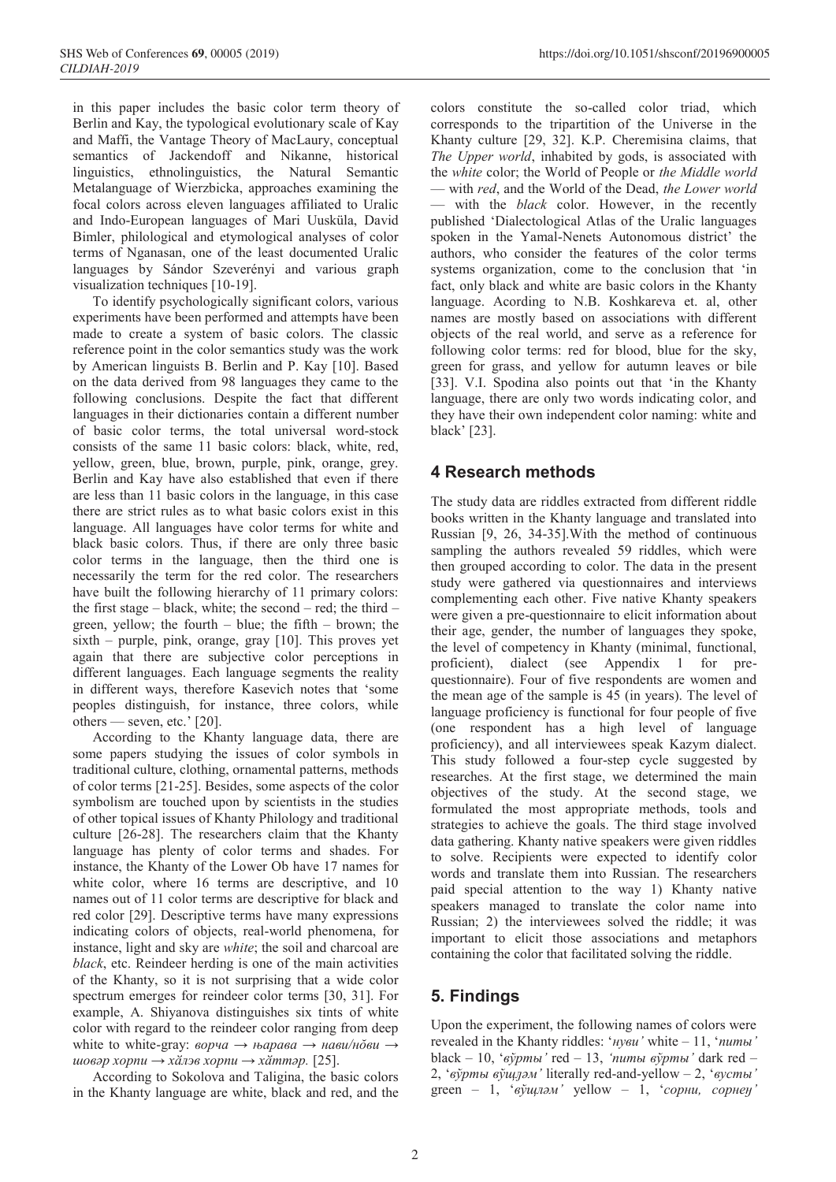in this paper includes the basic color term theory of Berlin and Kay, the typological evolutionary scale of Kay and Maffi, the Vantage Theory of MacLaury, conceptual semantics of Jackendoff and Nikanne, historical linguistics, ethnolinguistics, the Natural Semantic Metalanguage of Wierzbicka, approaches examining the focal colors across eleven languages affiliated to Uralic and Indo-European languages of Mari Uusküla, David Bimler, philological and etymological analyses of color terms of Nganasan, one of the least documented Uralic languages by Sándor Szeverényi and various graph visualization techniques [10-19].

To identify psychologically significant colors, various experiments have been performed and attempts have been made to create a system of basic colors. The classic reference point in the color semantics study was the work by American linguists B. Berlin and P. Kay [10]. Based on the data derived from 98 languages they came to the following conclusions. Despite the fact that different languages in their dictionaries contain a different number of basic color terms, the total universal word-stock consists of the same 11 basic colors: black, white, red, yellow, green, blue, brown, purple, pink, orange, grey. Berlin and Kay have also established that even if there are less than 11 basic colors in the language, in this case there are strict rules as to what basic colors exist in this language. All languages have color terms for white and black basic colors. Thus, if there are only three basic color terms in the language, then the third one is necessarily the term for the red color. The researchers have built the following hierarchy of 11 primary colors: the first stage – black, white; the second – red; the third – green, yellow; the fourth – blue; the fifth – brown; the sixth – purple, pink, orange, gray [10]. This proves yet again that there are subjective color perceptions in different languages. Each language segments the reality in different ways, therefore Kasevich notes that 'some peoples distinguish, for instance, three colors, while others — seven, etc.' [20].

According to the Khanty language data, there are some papers studying the issues of color symbols in traditional culture, clothing, ornamental patterns, methods of color terms [21-25]. Besides, some aspects of the color symbolism are touched upon by scientists in the studies of other topical issues of Khanty Philology and traditional culture [26-28]. The researchers claim that the Khanty language has plenty of color terms and shades. For instance, the Khanty of the Lower Ob have 17 names for white color, where 16 terms are descriptive, and 10 names out of 11 color terms are descriptive for black and red color [29]. Descriptive terms have many expressions indicating colors of objects, real-world phenomena, for instance, light and sky are *white*; the soil and charcoal are *black*, etc. Reindeer herding is one of the main activities of the Khanty, so it is not surprising that a wide color spectrum emerges for reindeer color terms [30, 31]. For example, A. Shiyanova distinguishes six tints of white color with regard to the reindeer color ranging from deep white to white-gray: *ворча → њарава → нави/нӑви → шовәр хорпи → хӑлэв хорпи → хӑттәр.* [25].

According to Sokolova and Taligina, the basic colors in the Khanty language are white, black and red, and the colors constitute the so-called color triad, which corresponds to the tripartition of the Universe in the Khanty culture [29, 32]. K.P. Cheremisina claims, that *The Upper world*, inhabited by gods, is associated with the *white* color; the World of People or *the Middle world* — with *red*, and the World of the Dead, *the Lower world* — with the *black* color. However, in the recently published 'Dialectological Atlas of the Uralic languages spoken in the Yamal-Nenets Autonomous district' the authors, who consider the features of the color terms systems organization, come to the conclusion that 'in fact, only black and white are basic colors in the Khanty language. Acording to N.B. Koshkareva et. al, other names are mostly based on associations with different objects of the real world, and serve as a reference for following color terms: red for blood, blue for the sky, green for grass, and yellow for autumn leaves or bile [33]. V.I. Spodina also points out that 'in the Khanty language, there are only two words indicating color, and they have their own independent color naming: white and black' [23].

## 4 Research methods

The study data are riddles extracted from different riddle books written in the Khanty language and translated into Russian [9, 26, 34-35].With the method of continuous sampling the authors revealed 59 riddles, which were then grouped according to color. The data in the present study were gathered via questionnaires and interviews complementing each other. Five native Khanty speakers were given a pre-questionnaire to elicit information about their age, gender, the number of languages they spoke, the level of competency in Khanty (minimal, functional, proficient), dialect (see Appendix 1 for pre-questionnaire). Four of five respondents are women and the mean age of the sample is 45 (in years). The level of language proficiency is functional for four people of five (one respondent has a high level of language proficiency), and all interviewees speak Kazym dialect. This study followed a four-step cycle suggested by researches. At the first stage, we determined the main objectives of the study. At the second stage, we formulated the most appropriate methods, tools and strategies to achieve the goals. The third stage involved data gathering. Khanty native speakers were given riddles to solve. Recipients were expected to identify color words and translate them into Russian. The researchers paid special attention to the way 1) Khanty native speakers managed to translate the color name into Russian; 2) the interviewees solved the riddle; it was important to elicit those associations and metaphors containing the color that facilitated solving the riddle.

## 5. Findings

Upon the experiment, the following names of colors were revealed in the Khanty riddles: '*нуви'* white – 11, '*питы'* black – 10, '*вўрты'* red – 13, *'питы вўрты'* dark red – 2, '*вўрты вўщәләм'* literally red-and-yellow – 2, '*вусты'* green – 1, '*вўщләм'* yellow – 1, '*сорни, сорнеү'*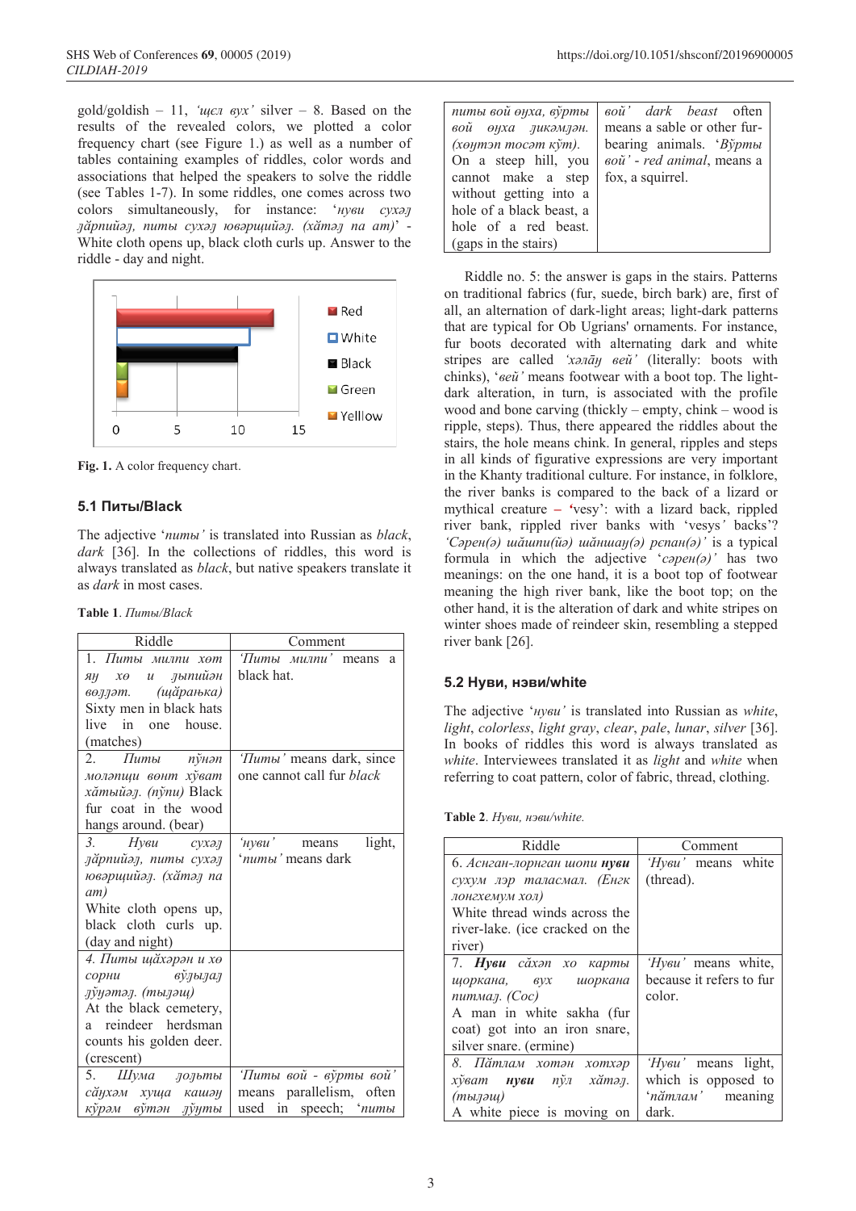gold/goldish – 11, *'щєл вух'* silver – 8. Based on the results of the revealed colors, we plotted a color frequency chart (see Figure 1.) as well as a number of tables containing examples of riddles, color words and associations that helped the speakers to solve the riddle (see Tables 1-7). In some riddles, one comes across two colors simultaneously, for instance: '*нуви сухәӆ ӆăрпийәӆ, питы сухәӆ ювәрщийәӆ. (хăтәӆ па ат)*' - White cloth opens up, black cloth curls up. Answer to the riddle - day and night.

Fig. 1. A color frequency chart.

## 5.1 Питы/Black

The adjective '*питы*' is translated into Russian as *black*, *dark* [36]. In the collections of riddles, this word is always translated as *black*, but native speakers translate it as *dark* in most cases.

**Table 1**. *Питы/Black*

| Riddle | Comment |
|---|---|
| 1. *Питы милпи хот яӈ хо и ӆыпийән воӆӆәт. (щăраньқа)* Sixty men in black hats live in one house. (matches) | *'Питы милпи'* means a black hat. |
| 2. *Питы нўнән молэпщи вонт хўвам хăтыйәӆ. (нўпи)* Black fur coat in the wood hangs around. (bear) | *'Питы'* means dark, since one cannot call fur *black* |
| 3. *Нуви сухәӆ ӆăрпийәӆ, питы сухәӆ ювәрщийәӆ. (хăтәӆ па ат)* White cloth opens up, black cloth curls up. (day and night) | *'нуви'* means light, *'питы'* means dark |
| 4. *Питы щăхәрән и хо сорни вўӆыӆаӆ ӆўӈәтәӆ. (тыӆәщ)* At the black cemetery, a reindeer herdsman counts his golden deer. (crescent) | |
| 5. *Шума ӆоӆьты сăухәм хуща кашәӈ кўрәм вўтән ӆўӈты питы вой оӈха, вўрты вой оӈха ӆикәмӆән. (хоӈтән тосәт кўт).* On a steep hill, you cannot make a step without getting into a hole of a black beast, a hole of a red beast. (gaps in the stairs) | *'Питы вой - вўрты вой'* means parallelism, often used in speech; *'питы вой'* dark beast often means a sable or other fur-bearing animals. *'Вўрты вой' - red animal*, means a fox, a squirrel. |

Riddle no. 5: the answer is gaps in the stairs. Patterns on traditional fabrics (fur, suede, birch bark) are, first of all, an alternation of dark-light areas; light-dark patterns that are typical for Ob Ugrians' ornaments. For instance, fur boots decorated with alternating dark and white stripes are called *'хәлăӈ вей'* (literally: boots with chinks), *'вей'* means footwear with a boot top. The light-dark alteration, in turn, is associated with the profile wood and bone carving (thickly – empty, chink – wood is ripple, steps). Thus, there appeared the riddles about the stairs, the hole means chink. In general, ripples and steps in all kinds of figurative expressions are very important in the Khanty traditional culture. For instance, in folklore, the river banks is compared to the back of a lizard or mythical creature – 'vesy': with a lizard back, rippled river bank, rippled river banks with 'vesys' backs'? *'Сәрен(ә) шăшпи(ӥә) шăншаӈ(ә) рәпан(ә)'* is a typical formula in which the adjective *'сәрен(ә)'* has two meanings: on the one hand, it is a boot top of footwear meaning the high river bank, like the boot top; on the other hand, it is the alteration of dark and white stripes on winter shoes made of reindeer skin, resembling a stepped river bank [26].

## 5.2 Нуви, нэви/white

The adjective '*нуви*' is translated into Russian as *white*, *light*, *colorless*, *light gray*, *clear*, *pale*, *lunar*, *silver* [36]. In books of riddles this word is always translated as *white*. Interviewees translated it as *light* and *white* when referring to coat pattern, color of fabric, thread, clothing.

**Table 2**. *Нуви, нэви/white.*

| Riddle | Comment |
|---|---|
| 6. *Асңган-лорңган шопи **нуви** сухум лэр таласмал. (Енгк лонгхемум хол)* White thread winds across the river-lake. (ice cracked on the river) | *'Нуви'* means white (thread). |
| 7. ***Нуви** сăхәп хо карты щоркана, вух щоркана питмаӆ. (Сос)* A man in white sakha (fur coat) got into an iron snare, silver snare. (ermine) | *'Нуви'* means white, because it refers to fur color. |
| 8. *Пăтлам хотән хотхәр хўвам **нуви** нўӆ хăтәӆ. (тыӆәщ)* A white piece is moving on | *'Нуви'* means light, which is opposed to *'пăтлам'* meaning dark. |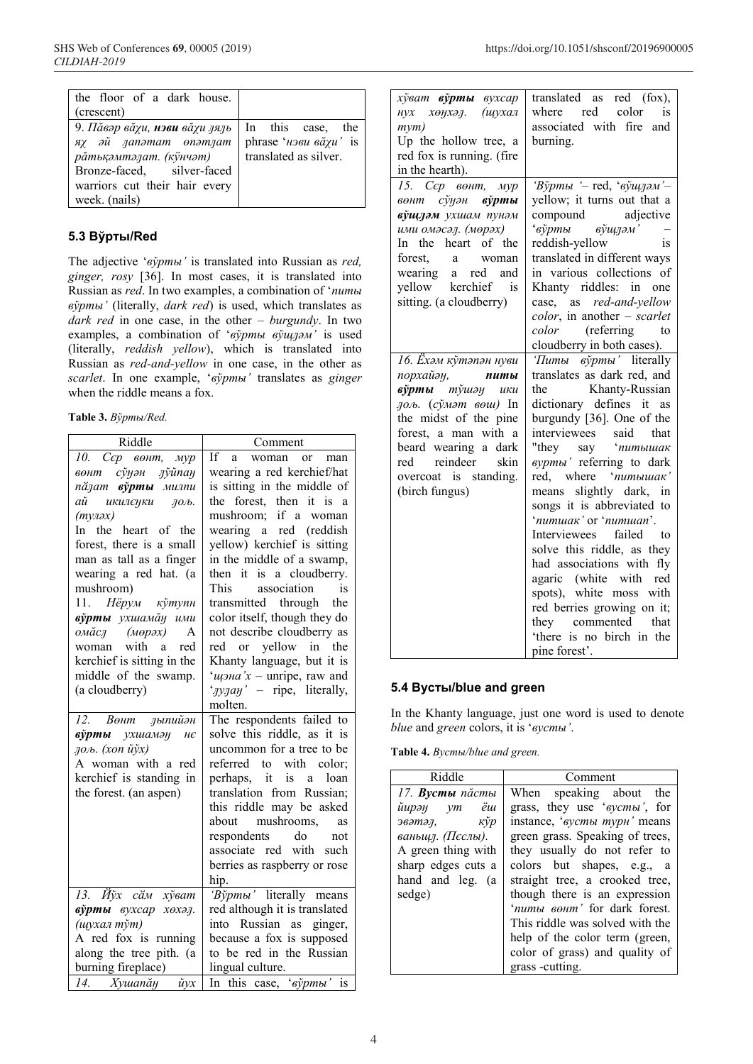| | |
|---|---|
| the floor of a dark house. (crescent) | |
| 9. *Пăвәр вăχи, **нэви** вăχи ӆяӆь яχ эй ӆапәтат өпәтӆат рăтьқәмтәӆат. (кӱнчәт)* Bronze-faced, silver-faced warriors cut their hair every week. (nails) | In this case, the phrase '*нэви вăχи*' is translated as silver. |

### 5.3 Вўрты/Red

The adjective '*вўрты*' is translated into Russian as *red, ginger, rosy* [36]. In most cases, it is translated into Russian as *red*. In two examples, a combination of '*питы вўрты*' (literally, *dark red*) is used, which translates as *dark red* in one case, in the other – *burgundy*. In two examples, a combination of '*вўрты вўщәм*' is used (literally, *reddish yellow*), which is translated into Russian as *red-and-yellow* in one case, in the other as *scarlet*. In one example, '*вўрты*' translates as *ginger* when the riddle means a fox.

**Table 3.** *Вўрты/Red.*

| Riddle | Comment |
|---|---|
| 10. *Сєр вөнт, мур вөнт сўӈән ӆўйпаӈ пăӆат **вўрты** милпи ай икилеӈки ӆоь. (тулəх)* In the heart of the forest, there is a small man as tall as a finger wearing a red hat. (a mushroom) 11. *Нёрум кўтупи **вўрты** ухшамăӈ ими омăсӆ (мөрәх)* A woman with a red kerchief is sitting in the middle of the swamp. (a cloudberry) | If a woman or man wearing a red kerchief/hat is sitting in the middle of the forest, then it is a mushroom; if a woman wearing a red (reddish yellow) kerchief is sitting in the middle of a swamp, then it is a cloudberry. This association is transmitted through the color itself, though they do not describe cloudberry as red or yellow in the Khanty language, but it is '*щэна'х* – unripe, raw and '*ӆуӆаӈ*' – ripe, literally, molten. |
| 12. *Вөнт ӆыпийән **вўрты** ухшамәӈ нє ӆоь. (хоп йўх)* A woman with a red kerchief is standing in the forest. (an aspen) | The respondents failed to solve this riddle, as it is uncommon for a tree to be referred to with color; perhaps, it is a loan translation from Russian; this riddle may be asked about mushrooms, as respondents do not associate red with such berries as raspberry or rose hip. |
| 13. *Йўх сăм хўват **вўрты** вухсар хөхәӆ. (щухал тўт)* A red fox is running along the tree pith. (a burning fireplace) | '*Вўрты*' literally means red although it is translated into Russian as ginger, because a fox is supposed to be red in the Russian lingual culture. |
| 14. *Хушапăӈ йух хўват **вўрты** вухсар нух хөнхәӆ. (щухал тут)* Up the hollow tree, a red fox is running. (fire in the hearth). | In this case, '*вўрты*' is translated as red (fox), where red color is associated with fire and burning. |
| 15. *Сєр вөнт, мур вөнт сўӈән **вўрты вўщәм** ухшам пунәм ими омәсәӆ. (мөрәх)* In the heart of the forest, a woman wearing a red and yellow kerchief is sitting. (a cloudberry) | '*Вўрты* '– red, '*вўщәм*'– yellow; it turns out that a compound adjective '*вўрты вўщәм*' – reddish-yellow is translated in different ways in various collections of Khanty riddles: in one case, as *red-and-yellow color*, in another – *scarlet color* (referring to cloudberry in both cases). |
| 16. *Ёхәм кўтәпән нуви порхайәӈ, **питы вўрты** тўшәӈ ики ӆоь. (сўмәт вөш)* In the midst of the pine forest, a man with a beard wearing a dark red reindeer skin overcoat is standing. (birch fungus) | '*Питы вўрты*' literally translates as dark red, and the Khanty-Russian dictionary defines it as burgundy [36]. One of the interviewees said that "they say '*питышак вурты*' referring to dark red, where '*питышак*' means slightly dark, in songs it is abbreviated to '*питшак*' or '*питшап*'. Interviewees failed to solve this riddle, as they had associations with fly agaric (white with red spots), white moss with red berries growing on it; they commented that 'there is no birch in the pine forest'. |

### 5.4 Вусты/blue and green

In the Khanty language, just one word is used to denote *blue* and *green* colors, it is '*вусты*'.

**Table 4.** *Вусты/blue and green.*

| Riddle | Comment |
|---|---|
| 17. ***Вусты** пăсты йирәӈ ут ёш эвәтәӆ, кўр ваньщӆ. (Пєслы).* A green thing with sharp edges cuts a hand and leg. (a sedge) | When speaking about the grass, they use '*вусты*', for instance, '*вусты турн*' means green grass. Speaking of trees, they usually do not refer to colors but shapes, e.g., a straight tree, a crooked tree, though there is an expression '*питы вөнт*' for dark forest. This riddle was solved with the help of the color term (green, color of grass) and quality of grass -cutting. |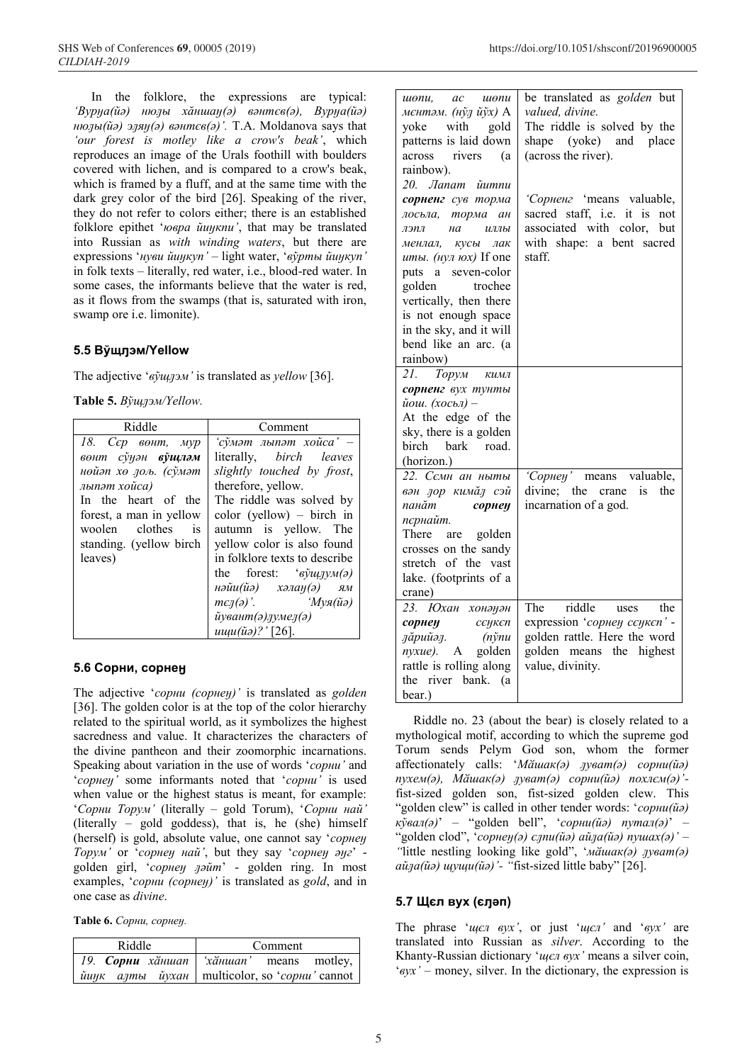In the folklore, the expressions are typical: *'Вурңа(ӣә) нюлы хӑншаң(ә) вәнтсв(ә), Вурңа(ӣә) нюлы(ӣә) элзң(ә) вәнтсв(ә)'.* T.A. Moldanova says that *'our forest is motley like a crow's beak'*, which reproduces an image of the Urals foothill with boulders covered with lichen, and is compared to a crow's beak, which is framed by a fluff, and at the same time with the dark grey color of the bird [26]. Speaking of the river, they do not refer to colors either; there is an established folklore epithet '*ювра йиңкпи'*, that may be translated into Russian as *with winding waters*, but there are expressions '*нуви йиңкуп'* – light water, '*вӯрты йиңкуп'* in folk texts – literally, red water, i.e., blood-red water. In some cases, the informants believe that the water is red, as it flows from the swamps (that is, saturated with iron, swamp ore i.e. limonite).

### 5.5 Вӯщлэм/Yellow

The adjective '*вӯщлэм'* is translated as *yellow* [36].

**Table 5.** *Вӯщлэм/Yellow.*

| Riddle | Comment |
|---|---|
| *18. Сэр вөнт, мур вөнт сӯңән* ***вӯщлэм*** *нөйән хө лоь. (сӯмәт лыпәт хойса)* In the heart of the forest, a man in yellow woolen clothes is standing. (yellow birch leaves) | *'сӯмәт лыпәт хойса'* – literally, *birch leaves slightly touched by frost*, therefore, yellow. The riddle was solved by color (yellow) – birch in autumn is yellow. The yellow color is also found in folklore texts to describe the forest: *'вӯщлум(ә) нәйи(ӣә) хәлаң(ә) ям тсл(ә)'. 'Муя(ӣә) йувант(ә)лумел(ә) ищи(ӣә)?'* [26]. |

### 5.6 Сорни, сорнеӈ

The adjective '*сорни (сорнеӈ)'* is translated as *golden* [36]. The golden color is at the top of the color hierarchy related to the spiritual world, as it symbolizes the highest sacredness and value. It characterizes the characters of the divine pantheon and their zoomorphic incarnations. Speaking about variation in the use of words '*сорни'* and '*сорнеӈ'* some informants noted that '*сорни'* is used when value or the highest status is meant, for example: '*Сорни Торум'* (literally – gold Torum), '*Сорни най'* (literally – gold goddess), that is, he (she) himself (herself) is gold, absolute value, one cannot say '*сорнеӈ Торум'* or '*сорнеӈ най'*, but they say '*сорнеӈ әңг*' - golden girl, '*сорнеӈ лэйт*' - golden ring. In most examples, '*сорни (сорнеӈ)'* is translated as *gold*, and in one case as *divine*.

**Table 6.** *Сорни, сорнеӈ.*

| Riddle | Comment |
|---|---|
| *19.* ***Сорни*** *хӑншап йиңк алты йухан шөпи, ас шөпи мєнтәм. (нӯл йӯх)* A yoke with gold patterns is laid down across rivers (a rainbow). | *'хӑншап'* means motley, multicolor, so '*сорни'* cannot be translated as *golden* but valued, *divine.* The riddle is solved by the shape (yoke) and place (across the river). |
| *20. Лапат йитпи* ***сорненг*** *сув торма лосьла, торма ан лэпл на иллы менлал, кусы лак иты. (нул юх)* If one puts a seven-color golden trochee vertically, then there is not enough space in the sky, and it will bend like an arc. (a rainbow) | *'Сорненг* 'means valuable, sacred staff, i.e. it is not associated with color, but with shape: a bent sacred staff. |
| *21. Торум кимл* ***сорненг*** *вух тунты йош. (хосьл)* – At the edge of the sky, there is a golden birch bark road. (horizon.) | |
| *22. Сємн ан ныты вән лор кимӑл сэй пайӑт* ***сорнеӈ*** *пєрнайт.* There are golden crosses on the sandy stretch of the vast lake. (footprints of a crane) | *'Сорнеӈ'* means valuable, divine; the crane is the incarnation of a god. |
| *23. Юхан хонәуән* ***сорнеӈ*** *сєуксп ләрийәл. (пӯпи пухие).* A golden rattle is rolling along the river bank. (a bear.) | The riddle uses the expression '*сорнеӈ сєуксп'* - golden rattle. Here the word golden means the highest value, divinity. |

Riddle no. 23 (about the bear) is closely related to a mythological motif, according to which the supreme god Torum sends Pelym God son, whom the former affectionately calls: '*Мӑшак(ә) луват(ә) сорни(ӣә) пухем(ә), Мӑшак(ә) луват(ә) сорни(ӣә) похлєм(ә)'*- fist-sized golden son, fist-sized golden clew. This "golden clew" is called in other tender words: '*сорни(ӣә) кӯвал(ә)*' – "golden bell", '*сорни(ӣә) путал(ә)*' – "golden clod", '*сорнеӈ(ә) єлпи(ӣә) айла(ӣә) пушах(ә)' – "*little nestling looking like gold", '*мӑшак(ә) луват(ә) айла(ӣә) щущи(ӣә)'- "*fist-sized little baby" [26].

### 5.7 Щєл вух (єлэп)

The phrase '*щєл вух'*, or just '*щєл'* and '*вух'* are translated into Russian as *silver*. According to the Khanty-Russian dictionary '*щєл вух'* means a silver coin, '*вух'* – money, silver. In the dictionary, the expression is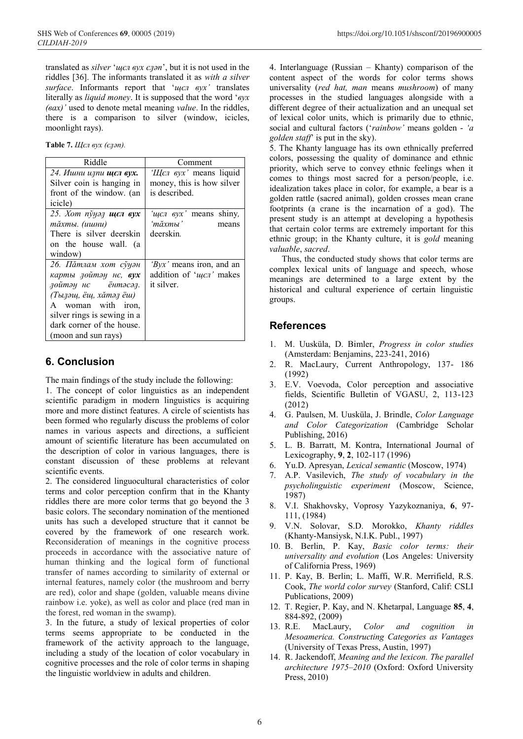translated as *silver* 'щєл вух єләп', but it is not used in the riddles [36]. The informants translated it as *with a silver surface*. Informants report that 'щєл вух' translates literally as *liquid money*. It is supposed that the word '*вух (вах)'* used to denote metal meaning *value*. In the riddles, there is a comparison to silver (window, icicles, moonlight rays).

**Table 7.** *Щєл вух (єләп).*

| Riddle | Comment |
|---|---|
| *24. Ишни иџпи* ***щєл вух.*** Silver coin is hanging in front of the window. (an icicle) | *'Щєл вух'* means liquid money, this is how silver is described. |
| *25. Хот пўцәл* ***щєл вух*** *тӑхты. (ишни)* There is silver deerskin on the house wall. (a window) | *'щєл вух'* means shiny, *'тӑхты'* means deerskin. |
| *26. Пӑтлам хот сўцән карты лойтәң нє,* ***вух*** *лойтәң нє ёнтәсәл. (Тылащ, ёщ, хӑтәл ёш)* A woman with iron, silver rings is sewing in a dark corner of the house. (moon and sun rays) | *'Вух'* means iron, and an addition of *'щєл'* makes it silver. |

## 6. Conclusion

The main findings of the study include the following:

1. The concept of color linguistics as an independent scientific paradigm in modern linguistics is acquiring more and more distinct features. A circle of scientists has been formed who regularly discuss the problems of color names in various aspects and directions, a sufficient amount of scientific literature has been accumulated on the description of color in various languages, there is constant discussion of these problems at relevant scientific events.

2. The considered linguocultural characteristics of color terms and color perception confirm that in the Khanty riddles there are more color terms that go beyond the 3 basic colors. The secondary nomination of the mentioned units has such a developed structure that it cannot be covered by the framework of one research work. Reconsideration of meanings in the cognitive process proceeds in accordance with the associative nature of human thinking and the logical form of functional transfer of names according to similarity of external or internal features, namely color (the mushroom and berry are red), color and shape (golden, valuable means divine rainbow i.e. yoke), as well as color and place (red man in the forest, red woman in the swamp).

3. In the future, a study of lexical properties of color terms seems appropriate to be conducted in the framework of the activity approach to the language, including a study of the location of color vocabulary in cognitive processes and the role of color terms in shaping the linguistic worldview in adults and children.

4. Interlanguage (Russian – Khanty) comparison of the content aspect of the words for color terms shows universality (*red hat, man* means *mushroom*) of many processes in the studied languages alongside with a different degree of their actualization and an unequal set of lexical color units, which is primarily due to ethnic, social and cultural factors ('*rainbow'* means golden - *'a golden staff*' is put in the sky).

5. The Khanty language has its own ethnically preferred colors, possessing the quality of dominance and ethnic priority, which serve to convey ethnic feelings when it comes to things most sacred for a person/people, i.e. idealization takes place in color, for example, a bear is a golden rattle (sacred animal), golden crosses mean crane footprints (a crane is the incarnation of a god). The present study is an attempt at developing a hypothesis that certain color terms are extremely important for this ethnic group; in the Khanty culture, it is *gold* meaning *valuable*, *sacred*.

Thus, the conducted study shows that color terms are complex lexical units of language and speech, whose meanings are determined to a large extent by the historical and cultural experience of certain linguistic groups.

## References

1. M. Uusküla, D. Bimler, *Progress in color studies* (Amsterdam: Benjamins, 223-241, 2016)
2. R. MacLaury, Current Anthropology, 137- 186 (1992)
3. E.V. Voevoda, Color perception and associative fields, Scientific Bulletin of VGASU, 2, 113-123 (2012)
4. G. Paulsen, M. Uusküla, J. Brindle, *Color Language and Color Categorization* (Cambridge Scholar Publishing, 2016)
5. L. B. Barratt, M. Kontra, International Journal of Lexicography, **9**, **2**, 102-117 (1996)
6. Yu.D. Apresyan, *Lexical semantic* (Moscow, 1974)
7. A.P. Vasilevich, *The study of vocabulary in the psycholinguistic experiment* (Moscow, Science, 1987)
8. V.I. Shakhovsky, Voprosy Yazykoznaniya, **6**, 97-111, (1984)
9. V.N. Solovar, S.D. Morokko, *Khanty riddles* (Khanty-Mansiysk, N.I.K. Publ., 1997)
10. B. Berlin, P. Kay, *Basic color terms: their universality and evolution* (Los Angeles: University of California Press, 1969)
11. P. Kay, B. Berlin; L. Maffi, W.R. Merrifield, R.S. Cook, *The world color survey* (Stanford, Calif: CSLI Publications, 2009)
12. T. Regier, P. Kay, and N. Khetarpal, Language **85**, **4**, 884-892, (2009)
13. R.E. MacLaury, *Color and cognition in Mesoamerica. Constructing Categories as Vantages* (University of Texas Press, Austin, 1997)
14. R. Jackendoff, *Meaning and the lexicon. The parallel architecture 1975–2010* (Oxford: Oxford University Press, 2010)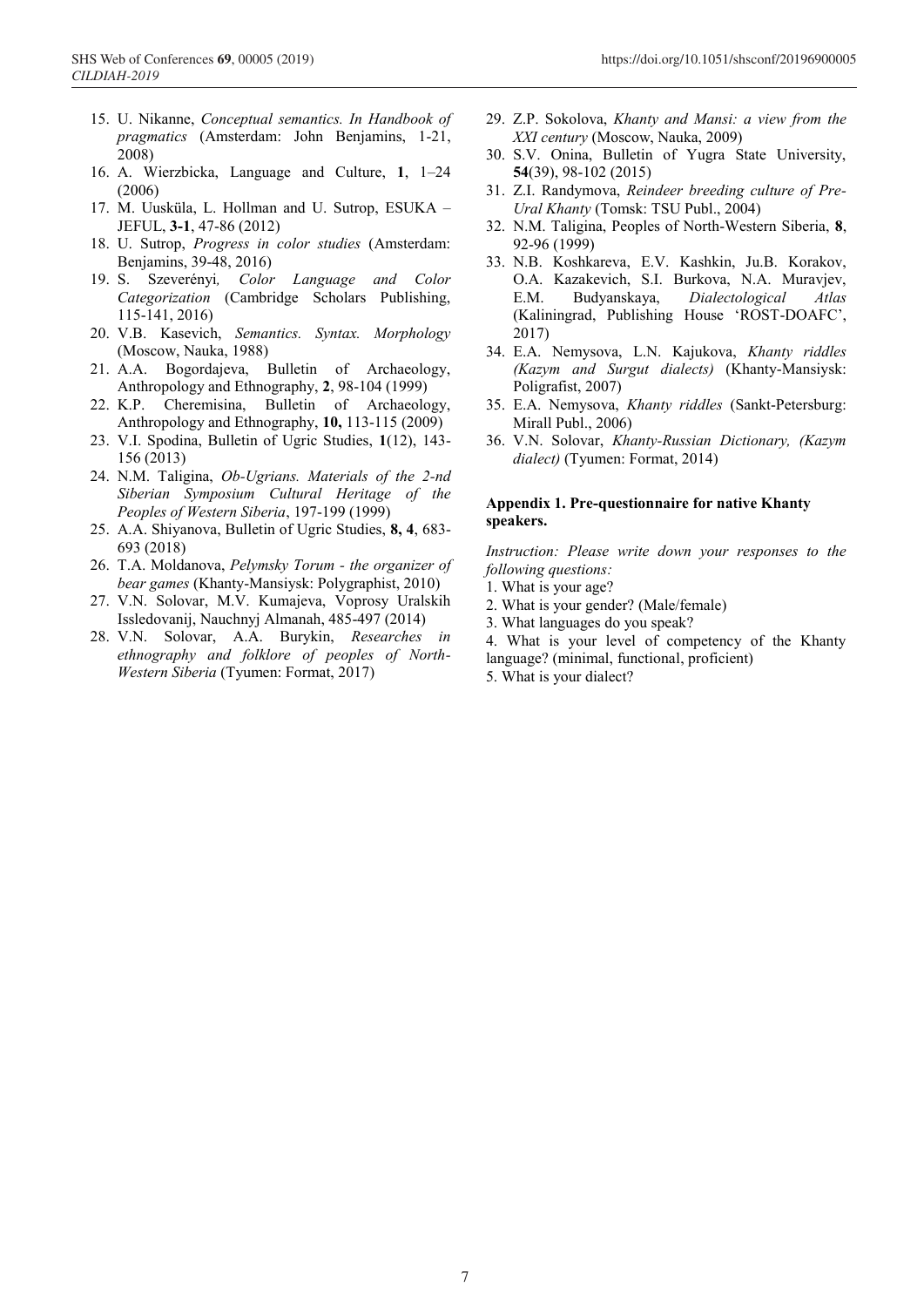15. U. Nikanne, *Conceptual semantics. In Handbook of pragmatics* (Amsterdam: John Benjamins, 1-21, 2008)
16. A. Wierzbicka, Language and Culture, **1**, 1–24 (2006)
17. M. Uusküla, L. Hollman and U. Sutrop, ESUKA – JEFUL, **3-1**, 47-86 (2012)
18. U. Sutrop, *Progress in color studies* (Amsterdam: Benjamins, 39-48, 2016)
19. S. Szeverényi*, Color Language and Color Categorization* (Cambridge Scholars Publishing, 115-141, 2016)
20. V.B. Kasevich, *Semantics. Syntax. Morphology* (Moscow, Nauka, 1988)
21. A.A. Bogordajeva, Bulletin of Archaeology, Anthropology and Ethnography, **2**, 98-104 (1999)
22. K.P. Cheremisina, Bulletin of Archaeology, Anthropology and Ethnography, **10,** 113-115 (2009)
23. V.I. Spodina, Bulletin of Ugric Studies, **1**(12), 143-156 (2013)
24. N.M. Taligina, *Ob-Ugrians. Materials of the 2-nd Siberian Symposium Cultural Heritage of the Peoples of Western Siberia*, 197-199 (1999)
25. A.A. Shiyanova, Bulletin of Ugric Studies, **8, 4**, 683-693 (2018)
26. T.A. Moldanova, *Pelymsky Torum - the organizer of bear games* (Khanty-Mansiysk: Polygraphist, 2010)
27. V.N. Solovar, M.V. Kumajeva, Voprosy Uralskih Issledovanij, Nauchnyj Almanah, 485-497 (2014)
28. V.N. Solovar, A.A. Burykin, *Researches in ethnography and folklore of peoples of North-Western Siberia* (Tyumen: Format, 2017)
29. Z.P. Sokolova, *Khanty and Mansi: a view from the XXI century* (Moscow, Nauka, 2009)
30. S.V. Onina, Bulletin of Yugra State University, **54**(39), 98-102 (2015)
31. Z.I. Randymova, *Reindeer breeding culture of Pre-Ural Khanty* (Tomsk: TSU Publ., 2004)
32. N.M. Taligina, Peoples of North-Western Siberia, **8**, 92-96 (1999)
33. N.B. Koshkareva, E.V. Kashkin, Ju.B. Korakov, O.A. Kazakevich, S.I. Burkova, N.A. Muravjev, E.M. Budyanskaya, *Dialectological Atlas* (Kaliningrad, Publishing House 'ROST-DOAFC', 2017)
34. E.A. Nemysova, L.N. Kajukova, *Khanty riddles (Kazym and Surgut dialects)* (Khanty-Mansiysk: Poligrafist, 2007)
35. E.A. Nemysova, *Khanty riddles* (Sankt-Petersburg: Mirall Publ., 2006)
36. V.N. Solovar, *Khanty-Russian Dictionary, (Kazym dialect)* (Tyumen: Format, 2014)

**Appendix 1. Pre-questionnaire for native Khanty speakers.**

*Instruction: Please write down your responses to the following questions:*

1. What is your age?
2. What is your gender? (Male/female)
3. What languages do you speak?
4. What is your level of competency of the Khanty language? (minimal, functional, proficient)
5. What is your dialect?